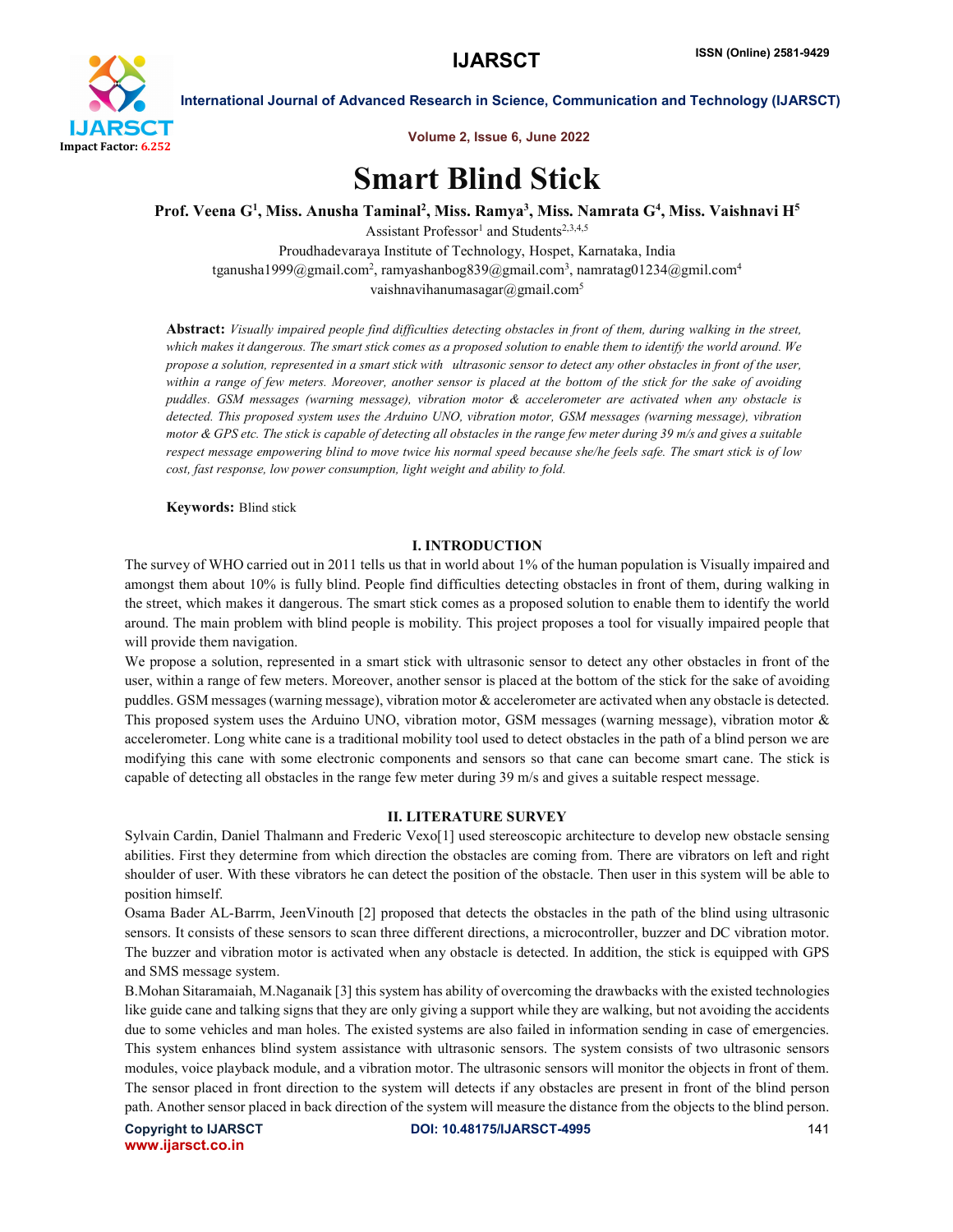# Smart Blind Stick

**Prof. Veena G[1], Miss. Anusha Taminal[2], Miss. Ramya[3], Miss. Namrata G[4], Miss. Vaishnavi H[5]**

Assistant Professor[1] and Students[2,3,4,5]

Proudhadevaraya Institute of Technology, Hospet, Karnataka, India

tganusha1999@gmail.com[2], ramyashanbog839@gmail.com[3], namratag01234@gmil.com[4]

vaishnavihanumasagar@gmail.com[5]

**Abstract:** *Visually impaired people find difficulties detecting obstacles in front of them, during walking in the street, which makes it dangerous. The smart stick comes as a proposed solution to enable them to identify the world around. We propose a solution, represented in a smart stick with ultrasonic sensor to detect any other obstacles in front of the user, within a range of few meters. Moreover, another sensor is placed at the bottom of the stick for the sake of avoiding puddles. GSM messages (warning message), vibration motor & accelerometer are activated when any obstacle is detected. This proposed system uses the Arduino UNO, vibration motor, GSM messages (warning message), vibration motor & GPS etc. The stick is capable of detecting all obstacles in the range few meter during 39 m/s and gives a suitable respect message empowering blind to move twice his normal speed because she/he feels safe. The smart stick is of low cost, fast response, low power consumption, light weight and ability to fold.*

**Keywords:** Blind stick

## I. INTRODUCTION

The survey of WHO carried out in 2011 tells us that in world about 1% of the human population is Visually impaired and amongst them about 10% is fully blind. People find difficulties detecting obstacles in front of them, during walking in the street, which makes it dangerous. The smart stick comes as a proposed solution to enable them to identify the world around. The main problem with blind people is mobility. This project proposes a tool for visually impaired people that will provide them navigation.

We propose a solution, represented in a smart stick with ultrasonic sensor to detect any other obstacles in front of the user, within a range of few meters. Moreover, another sensor is placed at the bottom of the stick for the sake of avoiding puddles. GSM messages (warning message), vibration motor & accelerometer are activated when any obstacle is detected. This proposed system uses the Arduino UNO, vibration motor, GSM messages (warning message), vibration motor & accelerometer. Long white cane is a traditional mobility tool used to detect obstacles in the path of a blind person we are modifying this cane with some electronic components and sensors so that cane can become smart cane. The stick is capable of detecting all obstacles in the range few meter during 39 m/s and gives a suitable respect message.

## II. LITERATURE SURVEY

Sylvain Cardin, Daniel Thalmann and Frederic Vexo[1] used stereoscopic architecture to develop new obstacle sensing abilities. First they determine from which direction the obstacles are coming from. There are vibrators on left and right shoulder of user. With these vibrators he can detect the position of the obstacle. Then user in this system will be able to position himself.

Osama Bader AL-Barrm, JeenVinouth [2] proposed that detects the obstacles in the path of the blind using ultrasonic sensors. It consists of these sensors to scan three different directions, a microcontroller, buzzer and DC vibration motor. The buzzer and vibration motor is activated when any obstacle is detected. In addition, the stick is equipped with GPS and SMS message system.

B.Mohan Sitaramaiah, M.Naganaik [3] this system has ability of overcoming the drawbacks with the existed technologies like guide cane and talking signs that they are only giving a support while they are walking, but not avoiding the accidents due to some vehicles and man holes. The existed systems are also failed in information sending in case of emergencies. This system enhances blind system assistance with ultrasonic sensors. The system consists of two ultrasonic sensors modules, voice playback module, and a vibration motor. The ultrasonic sensors will monitor the objects in front of them. The sensor placed in front direction to the system will detects if any obstacles are present in front of the blind person path. Another sensor placed in back direction of the system will measure the distance from the objects to the blind person.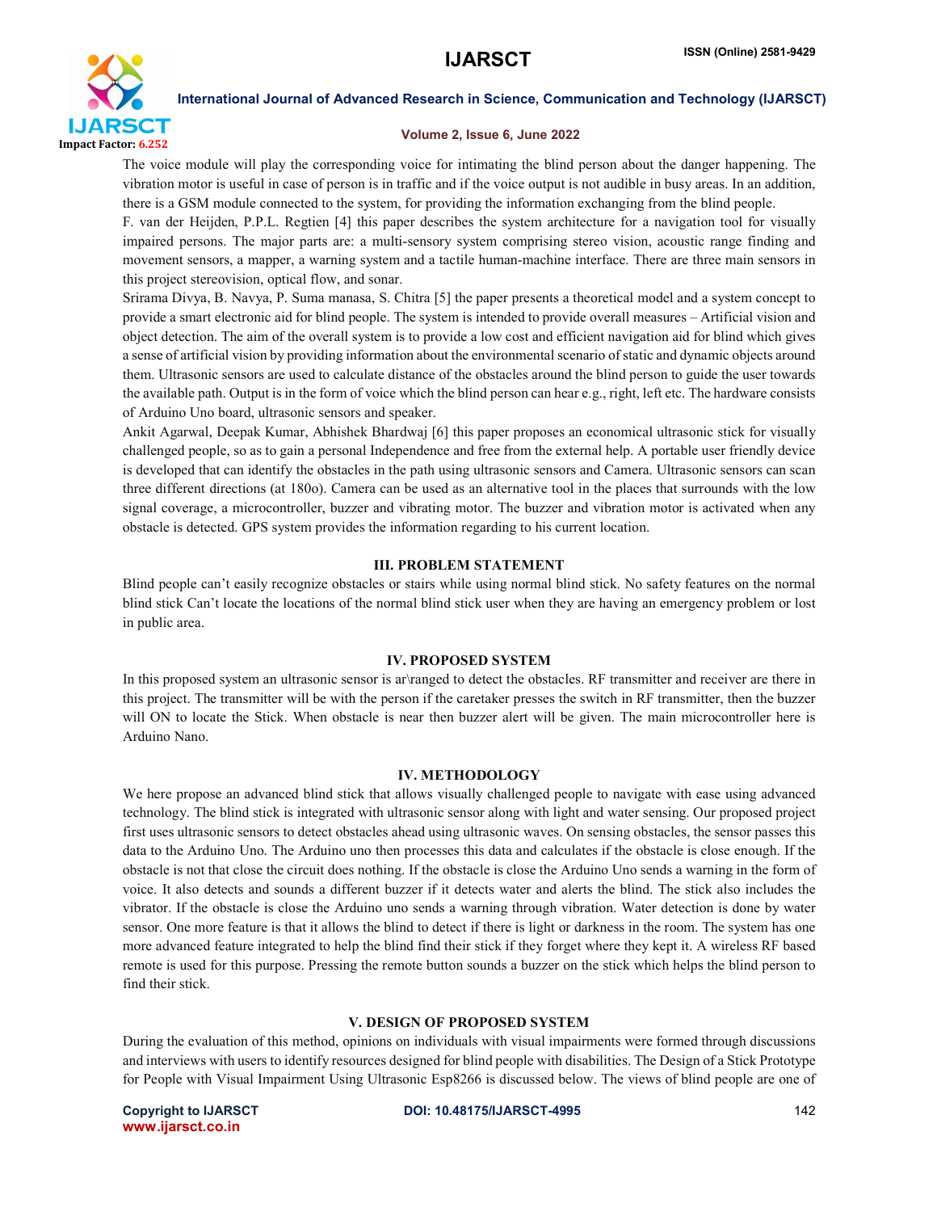The voice module will play the corresponding voice for intimating the blind person about the danger happening. The vibration motor is useful in case of person is in traffic and if the voice output is not audible in busy areas. In an addition, there is a GSM module connected to the system, for providing the information exchanging from the blind people.

F. van der Heijden, P.P.L. Regtien [4] this paper describes the system architecture for a navigation tool for visually impaired persons. The major parts are: a multi-sensory system comprising stereo vision, acoustic range finding and movement sensors, a mapper, a warning system and a tactile human-machine interface. There are three main sensors in this project stereovision, optical flow, and sonar.

Srirama Divya, B. Navya, P. Suma manasa, S. Chitra [5] the paper presents a theoretical model and a system concept to provide a smart electronic aid for blind people. The system is intended to provide overall measures – Artificial vision and object detection. The aim of the overall system is to provide a low cost and efficient navigation aid for blind which gives a sense of artificial vision by providing information about the environmental scenario of static and dynamic objects around them. Ultrasonic sensors are used to calculate distance of the obstacles around the blind person to guide the user towards the available path. Output is in the form of voice which the blind person can hear e.g., right, left etc. The hardware consists of Arduino Uno board, ultrasonic sensors and speaker.

Ankit Agarwal, Deepak Kumar, Abhishek Bhardwaj [6] this paper proposes an economical ultrasonic stick for visually challenged people, so as to gain a personal Independence and free from the external help. A portable user friendly device is developed that can identify the obstacles in the path using ultrasonic sensors and Camera. Ultrasonic sensors can scan three different directions (at 180o). Camera can be used as an alternative tool in the places that surrounds with the low signal coverage, a microcontroller, buzzer and vibrating motor. The buzzer and vibration motor is activated when any obstacle is detected. GPS system provides the information regarding to his current location.

## III. PROBLEM STATEMENT

Blind people can't easily recognize obstacles or stairs while using normal blind stick. No safety features on the normal blind stick Can't locate the locations of the normal blind stick user when they are having an emergency problem or lost in public area.

## IV. PROPOSED SYSTEM

In this proposed system an ultrasonic sensor is ar\ranged to detect the obstacles. RF transmitter and receiver are there in this project. The transmitter will be with the person if the caretaker presses the switch in RF transmitter, then the buzzer will ON to locate the Stick. When obstacle is near then buzzer alert will be given. The main microcontroller here is Arduino Nano.

## IV. METHODOLOGY

We here propose an advanced blind stick that allows visually challenged people to navigate with ease using advanced technology. The blind stick is integrated with ultrasonic sensor along with light and water sensing. Our proposed project first uses ultrasonic sensors to detect obstacles ahead using ultrasonic waves. On sensing obstacles, the sensor passes this data to the Arduino Uno. The Arduino uno then processes this data and calculates if the obstacle is close enough. If the obstacle is not that close the circuit does nothing. If the obstacle is close the Arduino Uno sends a warning in the form of voice. It also detects and sounds a different buzzer if it detects water and alerts the blind. The stick also includes the vibrator. If the obstacle is close the Arduino uno sends a warning through vibration. Water detection is done by water sensor. One more feature is that it allows the blind to detect if there is light or darkness in the room. The system has one more advanced feature integrated to help the blind find their stick if they forget where they kept it. A wireless RF based remote is used for this purpose. Pressing the remote button sounds a buzzer on the stick which helps the blind person to find their stick.

## V. DESIGN OF PROPOSED SYSTEM

During the evaluation of this method, opinions on individuals with visual impairments were formed through discussions and interviews with users to identify resources designed for blind people with disabilities. The Design of a Stick Prototype for People with Visual Impairment Using Ultrasonic Esp8266 is discussed below. The views of blind people are one of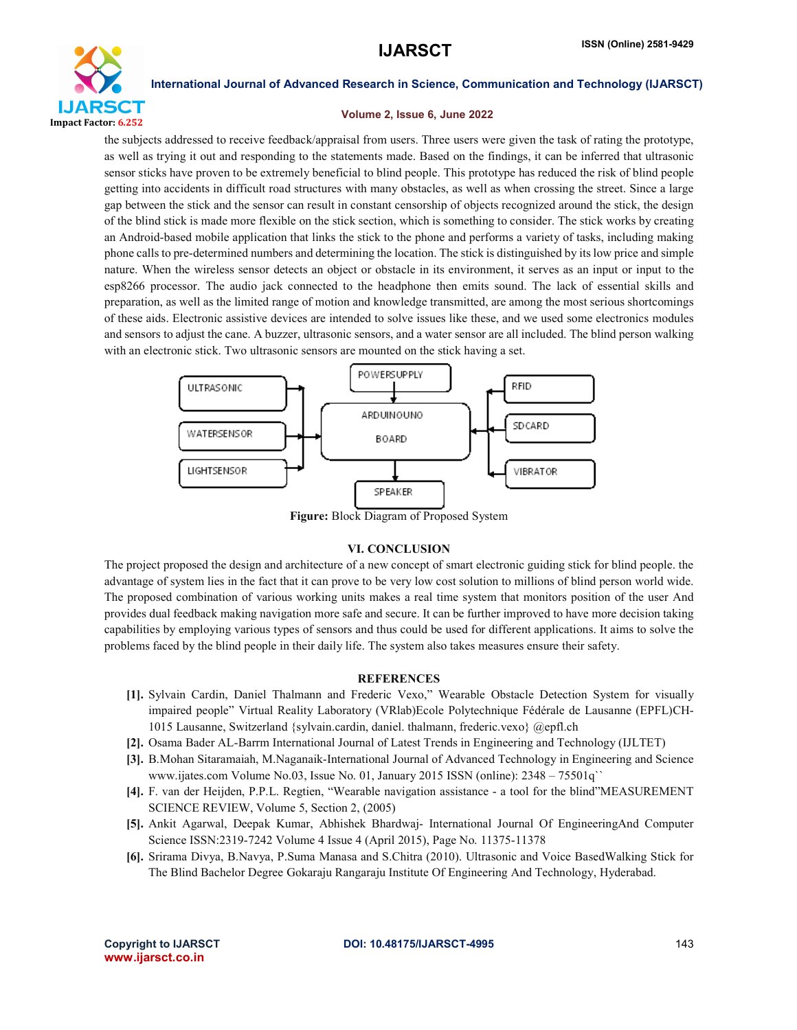the subjects addressed to receive feedback/appraisal from users. Three users were given the task of rating the prototype, as well as trying it out and responding to the statements made. Based on the findings, it can be inferred that ultrasonic sensor sticks have proven to be extremely beneficial to blind people. This prototype has reduced the risk of blind people getting into accidents in difficult road structures with many obstacles, as well as when crossing the street. Since a large gap between the stick and the sensor can result in constant censorship of objects recognized around the stick, the design of the blind stick is made more flexible on the stick section, which is something to consider. The stick works by creating an Android-based mobile application that links the stick to the phone and performs a variety of tasks, including making phone calls to pre-determined numbers and determining the location. The stick is distinguished by its low price and simple nature. When the wireless sensor detects an object or obstacle in its environment, it serves as an input or input to the esp8266 processor. The audio jack connected to the headphone then emits sound. The lack of essential skills and preparation, as well as the limited range of motion and knowledge transmitted, are among the most serious shortcomings of these aids. Electronic assistive devices are intended to solve issues like these, and we used some electronics modules and sensors to adjust the cane. A buzzer, ultrasonic sensors, and a water sensor are all included. The blind person walking with an electronic stick. Two ultrasonic sensors are mounted on the stick having a set.

ULTRASONIC
WATERSENSOR
LIGHTSENSOR
POWERSUPPLY
ARDUINOUNO
BOARD
SPEAKER
RFID
SDCARD
VIBRATOR

**Figure:** Block Diagram of Proposed System

## VI. CONCLUSION

The project proposed the design and architecture of a new concept of smart electronic guiding stick for blind people. the advantage of system lies in the fact that it can prove to be very low cost solution to millions of blind person world wide. The proposed combination of various working units makes a real time system that monitors position of the user And provides dual feedback making navigation more safe and secure. It can be further improved to have more decision taking capabilities by employing various types of sensors and thus could be used for different applications. It aims to solve the problems faced by the blind people in their daily life. The system also takes measures ensure their safety.

## REFERENCES

**[1].** Sylvain Cardin, Daniel Thalmann and Frederic Vexo," Wearable Obstacle Detection System for visually impaired people" Virtual Reality Laboratory (VRlab)Ecole Polytechnique Fédérale de Lausanne (EPFL)CH-1015 Lausanne, Switzerland {sylvain.cardin, daniel. thalmann, frederic.vexo} @epfl.ch

**[2].** Osama Bader AL-Barrm International Journal of Latest Trends in Engineering and Technology (IJLTET)

**[3].** B.Mohan Sitaramaiah, M.Naganaik-International Journal of Advanced Technology in Engineering and Science www.ijates.com Volume No.03, Issue No. 01, January 2015 ISSN (online): 2348 – 75501q``

**[4].** F. van der Heijden, P.P.L. Regtien, "Wearable navigation assistance - a tool for the blind"MEASUREMENT SCIENCE REVIEW, Volume 5, Section 2, (2005)

**[5].** Ankit Agarwal, Deepak Kumar, Abhishek Bhardwaj- International Journal Of EngineeringAnd Computer Science ISSN:2319-7242 Volume 4 Issue 4 (April 2015), Page No. 11375-11378

**[6].** Srirama Divya, B.Navya, P.Suma Manasa and S.Chitra (2010). Ultrasonic and Voice BasedWalking Stick for The Blind Bachelor Degree Gokaraju Rangaraju Institute Of Engineering And Technology, Hyderabad.